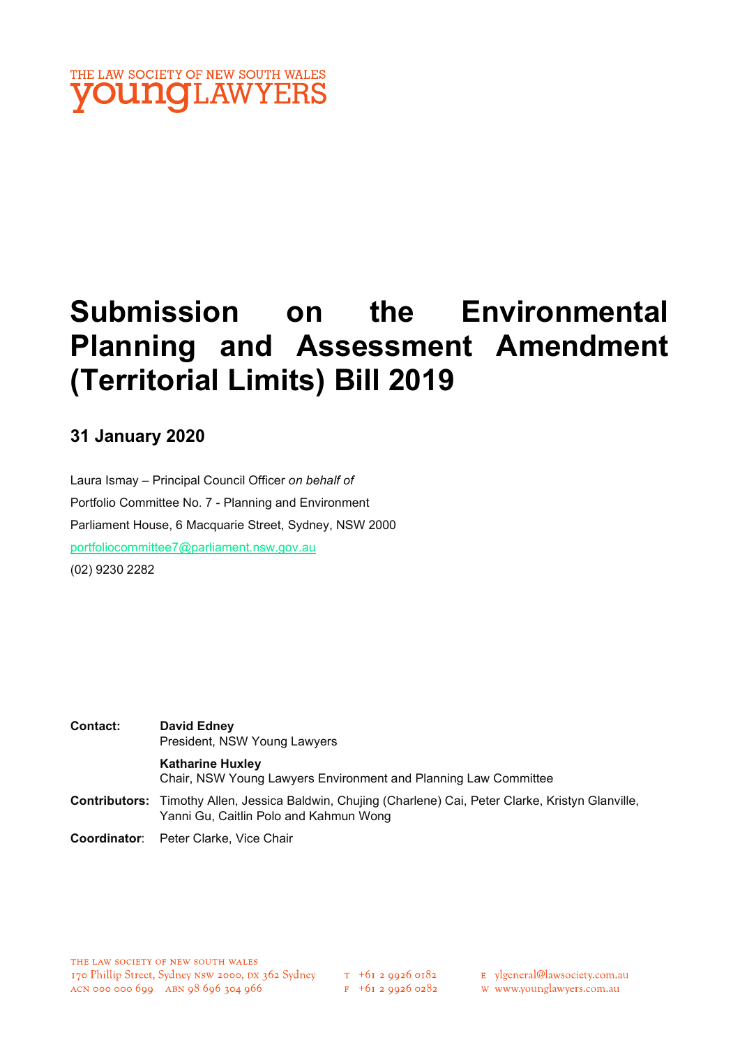THE LAW SOCIETY OF NEW SOUTH WALES
**young**LAWYERS

# Submission on the Environmental Planning and Assessment Amendment (Territorial Limits) Bill 2019

## 31 January 2020

Laura Ismay – Principal Council Officer *on behalf of*

Portfolio Committee No. 7 - Planning and Environment

Parliament House, 6 Macquarie Street, Sydney, NSW 2000

portfoliocommittee7@parliament.nsw.gov.au

(02) 9230 2282

**Contact:** **David Edney**
President, NSW Young Lawyers

**Katharine Huxley**
Chair, NSW Young Lawyers Environment and Planning Law Committee

**Contributors:** Timothy Allen, Jessica Baldwin, Chujing (Charlene) Cai, Peter Clarke, Kristyn Glanville, Yanni Gu, Caitlin Polo and Kahmun Wong

**Coordinator**: Peter Clarke, Vice Chair

THE LAW SOCIETY OF NEW SOUTH WALES
170 Phillip Street, Sydney NSW 2000, DX 362 Sydney
ACN 000 000 699 ABN 98 696 304 966
T +61 2 9926 0182
F +61 2 9926 0282
E ylgeneral@lawsociety.com.au
W www.younglawyers.com.au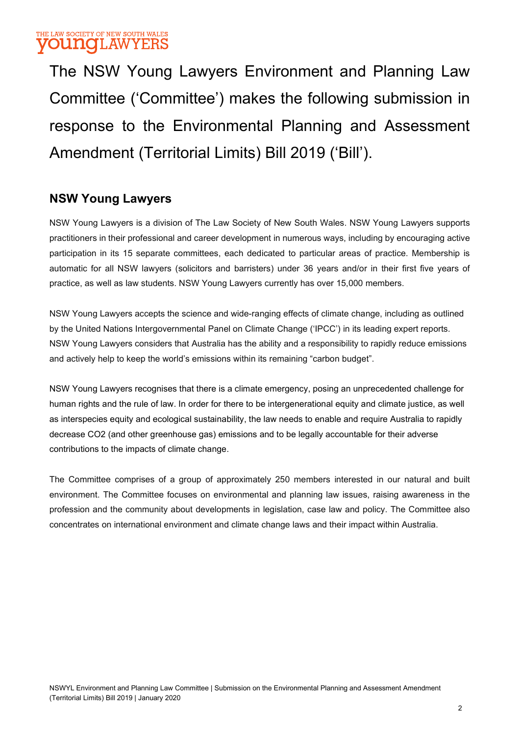The NSW Young Lawyers Environment and Planning Law Committee ('Committee') makes the following submission in response to the Environmental Planning and Assessment Amendment (Territorial Limits) Bill 2019 ('Bill').

## NSW Young Lawyers

NSW Young Lawyers is a division of The Law Society of New South Wales. NSW Young Lawyers supports practitioners in their professional and career development in numerous ways, including by encouraging active participation in its 15 separate committees, each dedicated to particular areas of practice. Membership is automatic for all NSW lawyers (solicitors and barristers) under 36 years and/or in their first five years of practice, as well as law students. NSW Young Lawyers currently has over 15,000 members.

NSW Young Lawyers accepts the science and wide-ranging effects of climate change, including as outlined by the United Nations Intergovernmental Panel on Climate Change ('IPCC') in its leading expert reports. NSW Young Lawyers considers that Australia has the ability and a responsibility to rapidly reduce emissions and actively help to keep the world's emissions within its remaining "carbon budget".

NSW Young Lawyers recognises that there is a climate emergency, posing an unprecedented challenge for human rights and the rule of law. In order for there to be intergenerational equity and climate justice, as well as interspecies equity and ecological sustainability, the law needs to enable and require Australia to rapidly decrease $CO_2$ (and other greenhouse gas) emissions and to be legally accountable for their adverse contributions to the impacts of climate change.

The Committee comprises of a group of approximately 250 members interested in our natural and built environment. The Committee focuses on environmental and planning law issues, raising awareness in the profession and the community about developments in legislation, case law and policy. The Committee also concentrates on international environment and climate change laws and their impact within Australia.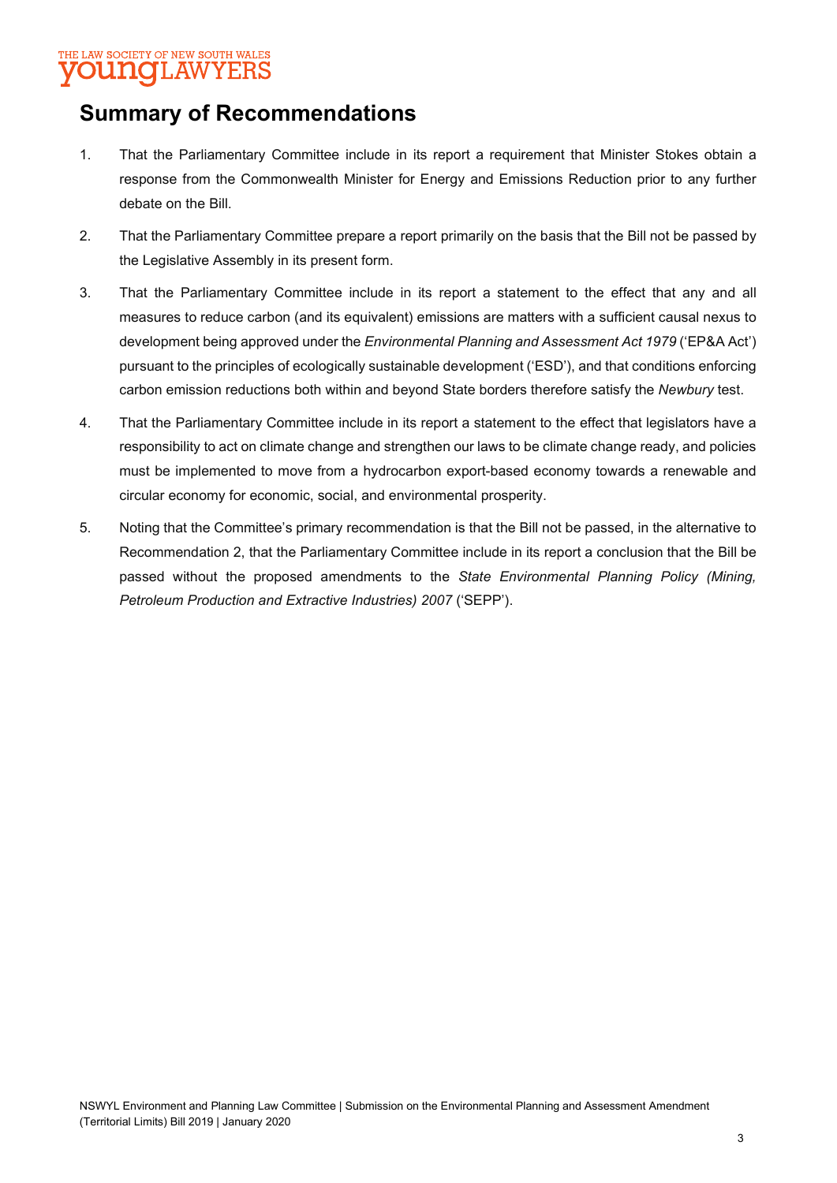## Summary of Recommendations

1. That the Parliamentary Committee include in its report a requirement that Minister Stokes obtain a response from the Commonwealth Minister for Energy and Emissions Reduction prior to any further debate on the Bill.

2. That the Parliamentary Committee prepare a report primarily on the basis that the Bill not be passed by the Legislative Assembly in its present form.

3. That the Parliamentary Committee include in its report a statement to the effect that any and all measures to reduce carbon (and its equivalent) emissions are matters with a sufficient causal nexus to development being approved under the *Environmental Planning and Assessment Act 1979* ('EP&A Act') pursuant to the principles of ecologically sustainable development ('ESD'), and that conditions enforcing carbon emission reductions both within and beyond State borders therefore satisfy the *Newbury* test.

4. That the Parliamentary Committee include in its report a statement to the effect that legislators have a responsibility to act on climate change and strengthen our laws to be climate change ready, and policies must be implemented to move from a hydrocarbon export-based economy towards a renewable and circular economy for economic, social, and environmental prosperity.

5. Noting that the Committee's primary recommendation is that the Bill not be passed, in the alternative to Recommendation 2, that the Parliamentary Committee include in its report a conclusion that the Bill be passed without the proposed amendments to the *State Environmental Planning Policy (Mining, Petroleum Production and Extractive Industries) 2007* ('SEPP').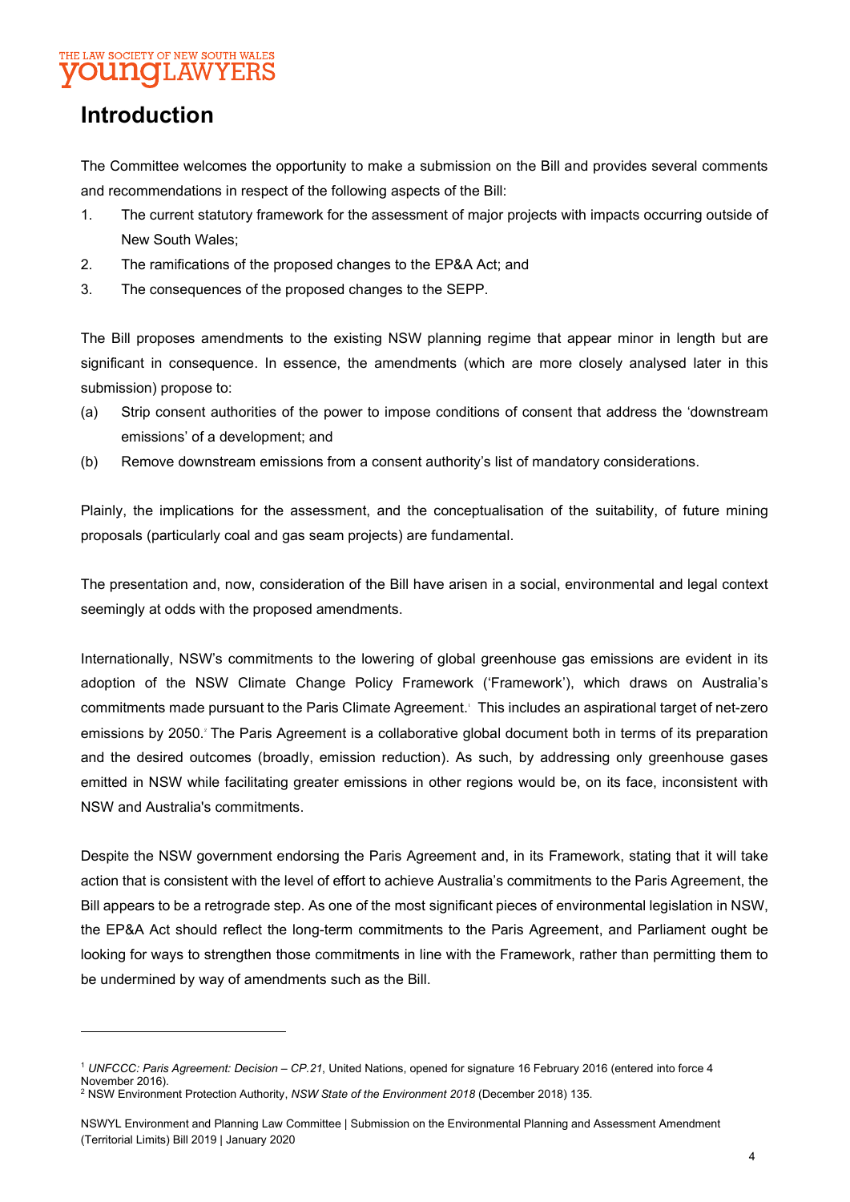# Introduction

The Committee welcomes the opportunity to make a submission on the Bill and provides several comments and recommendations in respect of the following aspects of the Bill:

1. The current statutory framework for the assessment of major projects with impacts occurring outside of New South Wales;
2. The ramifications of the proposed changes to the EP&A Act; and
3. The consequences of the proposed changes to the SEPP.

The Bill proposes amendments to the existing NSW planning regime that appear minor in length but are significant in consequence. In essence, the amendments (which are more closely analysed later in this submission) propose to:

(a) Strip consent authorities of the power to impose conditions of consent that address the 'downstream emissions' of a development; and

(b) Remove downstream emissions from a consent authority's list of mandatory considerations.

Plainly, the implications for the assessment, and the conceptualisation of the suitability, of future mining proposals (particularly coal and gas seam projects) are fundamental.

The presentation and, now, consideration of the Bill have arisen in a social, environmental and legal context seemingly at odds with the proposed amendments.

Internationally, NSW's commitments to the lowering of global greenhouse gas emissions are evident in its adoption of the NSW Climate Change Policy Framework ('Framework'), which draws on Australia's commitments made pursuant to the Paris Climate Agreement.[1] This includes an aspirational target of net-zero emissions by 2050.[2] The Paris Agreement is a collaborative global document both in terms of its preparation and the desired outcomes (broadly, emission reduction). As such, by addressing only greenhouse gases emitted in NSW while facilitating greater emissions in other regions would be, on its face, inconsistent with NSW and Australia's commitments.

Despite the NSW government endorsing the Paris Agreement and, in its Framework, stating that it will take action that is consistent with the level of effort to achieve Australia's commitments to the Paris Agreement, the Bill appears to be a retrograde step. As one of the most significant pieces of environmental legislation in NSW, the EP&A Act should reflect the long-term commitments to the Paris Agreement, and Parliament ought be looking for ways to strengthen those commitments in line with the Framework, rather than permitting them to be undermined by way of amendments such as the Bill.

---

[1] *UNFCCC: Paris Agreement: Decision – CP.21*, United Nations, opened for signature 16 February 2016 (entered into force 4 November 2016).

[2] NSW Environment Protection Authority, *NSW State of the Environment 2018* (December 2018) 135.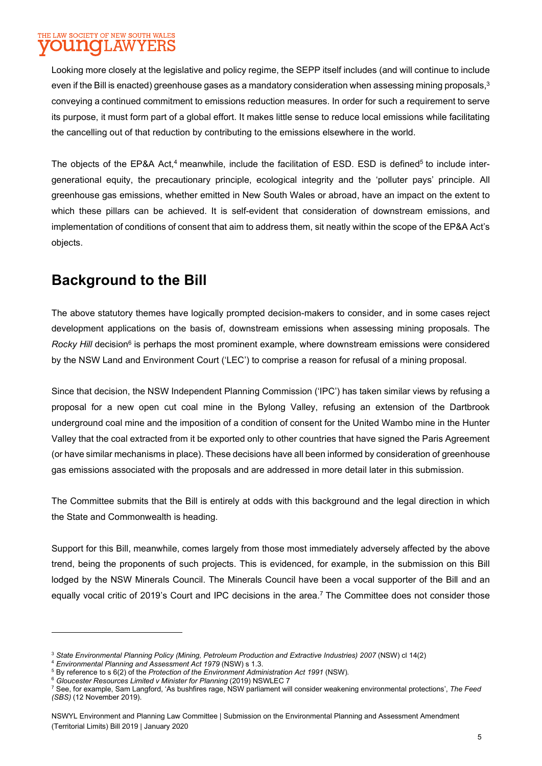Looking more closely at the legislative and policy regime, the SEPP itself includes (and will continue to include even if the Bill is enacted) greenhouse gases as a mandatory consideration when assessing mining proposals,[3] conveying a continued commitment to emissions reduction measures. In order for such a requirement to serve its purpose, it must form part of a global effort. It makes little sense to reduce local emissions while facilitating the cancelling out of that reduction by contributing to the emissions elsewhere in the world.

The objects of the EP&A Act,[4] meanwhile, include the facilitation of ESD. ESD is defined[5] to include inter-generational equity, the precautionary principle, ecological integrity and the 'polluter pays' principle. All greenhouse gas emissions, whether emitted in New South Wales or abroad, have an impact on the extent to which these pillars can be achieved. It is self-evident that consideration of downstream emissions, and implementation of conditions of consent that aim to address them, sit neatly within the scope of the EP&A Act's objects.

## Background to the Bill

The above statutory themes have logically prompted decision-makers to consider, and in some cases reject development applications on the basis of, downstream emissions when assessing mining proposals. The *Rocky Hill* decision[6] is perhaps the most prominent example, where downstream emissions were considered by the NSW Land and Environment Court ('LEC') to comprise a reason for refusal of a mining proposal.

Since that decision, the NSW Independent Planning Commission ('IPC') has taken similar views by refusing a proposal for a new open cut coal mine in the Bylong Valley, refusing an extension of the Dartbrook underground coal mine and the imposition of a condition of consent for the United Wambo mine in the Hunter Valley that the coal extracted from it be exported only to other countries that have signed the Paris Agreement (or have similar mechanisms in place). These decisions have all been informed by consideration of greenhouse gas emissions associated with the proposals and are addressed in more detail later in this submission.

The Committee submits that the Bill is entirely at odds with this background and the legal direction in which the State and Commonwealth is heading.

Support for this Bill, meanwhile, comes largely from those most immediately adversely affected by the above trend, being the proponents of such projects. This is evidenced, for example, in the submission on this Bill lodged by the NSW Minerals Council. The Minerals Council have been a vocal supporter of the Bill and an equally vocal critic of 2019's Court and IPC decisions in the area.[7] The Committee does not consider those

---

[3] *State Environmental Planning Policy (Mining, Petroleum Production and Extractive Industries) 2007* (NSW) cl 14(2)

[4] *Environmental Planning and Assessment Act 1979* (NSW) s 1.3.

[5] By reference to s 6(2) of the *Protection of the Environment Administration Act 1991* (NSW).

[6] *Gloucester Resources Limited v Minister for Planning* (2019) NSWLEC 7

[7] See, for example, Sam Langford, 'As bushfires rage, NSW parliament will consider weakening environmental protections', *The Feed (SBS)* (12 November 2019).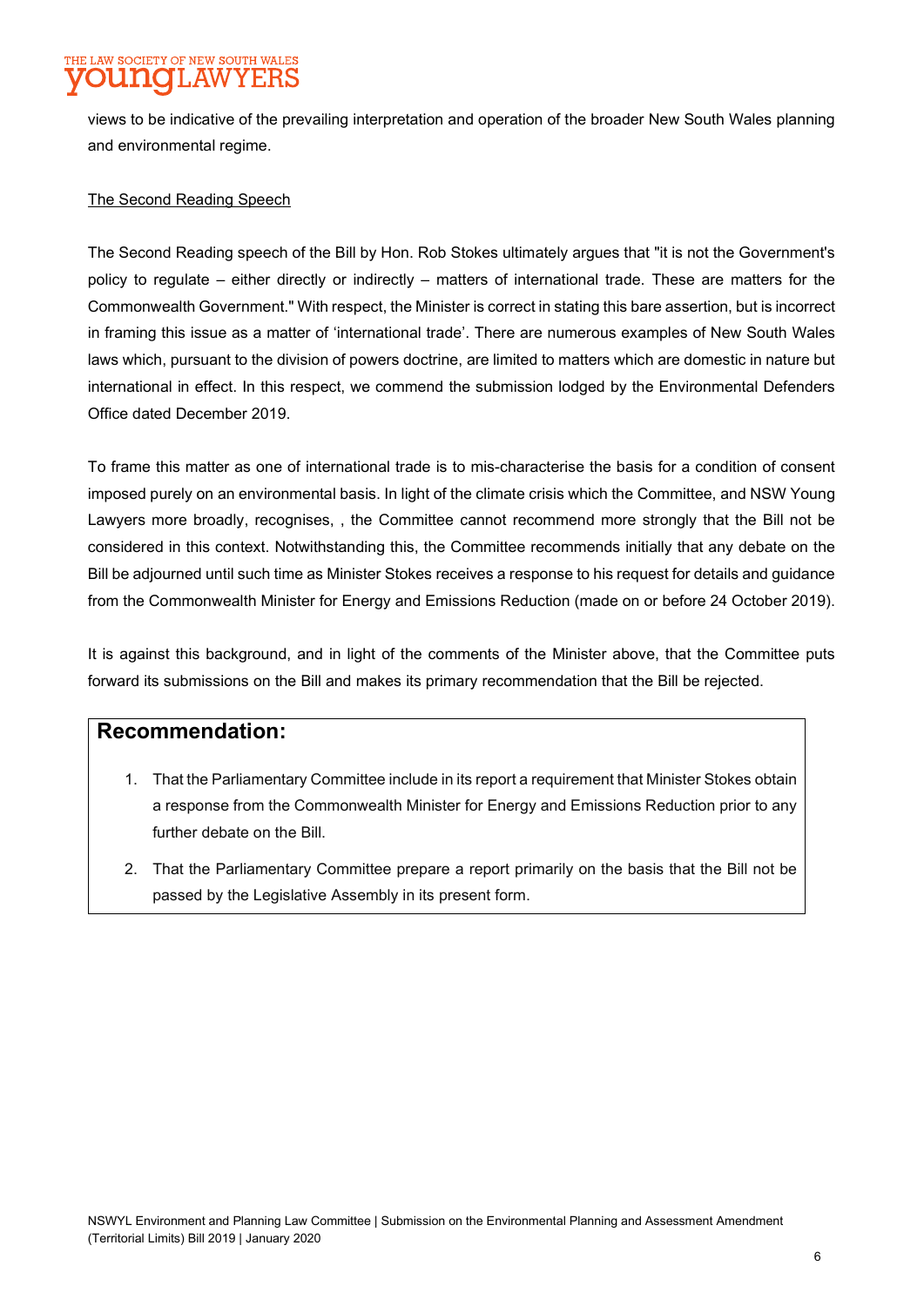views to be indicative of the prevailing interpretation and operation of the broader New South Wales planning and environmental regime.

<u>The Second Reading Speech</u>

The Second Reading speech of the Bill by Hon. Rob Stokes ultimately argues that "it is not the Government's policy to regulate – either directly or indirectly – matters of international trade. These are matters for the Commonwealth Government." With respect, the Minister is correct in stating this bare assertion, but is incorrect in framing this issue as a matter of 'international trade'. There are numerous examples of New South Wales laws which, pursuant to the division of powers doctrine, are limited to matters which are domestic in nature but international in effect. In this respect, we commend the submission lodged by the Environmental Defenders Office dated December 2019.

To frame this matter as one of international trade is to mis-characterise the basis for a condition of consent imposed purely on an environmental basis. In light of the climate crisis which the Committee, and NSW Young Lawyers more broadly, recognises, , the Committee cannot recommend more strongly that the Bill not be considered in this context. Notwithstanding this, the Committee recommends initially that any debate on the Bill be adjourned until such time as Minister Stokes receives a response to his request for details and guidance from the Commonwealth Minister for Energy and Emissions Reduction (made on or before 24 October 2019).

It is against this background, and in light of the comments of the Minister above, that the Committee puts forward its submissions on the Bill and makes its primary recommendation that the Bill be rejected.

## Recommendation:

1. That the Parliamentary Committee include in its report a requirement that Minister Stokes obtain a response from the Commonwealth Minister for Energy and Emissions Reduction prior to any further debate on the Bill.
2. That the Parliamentary Committee prepare a report primarily on the basis that the Bill not be passed by the Legislative Assembly in its present form.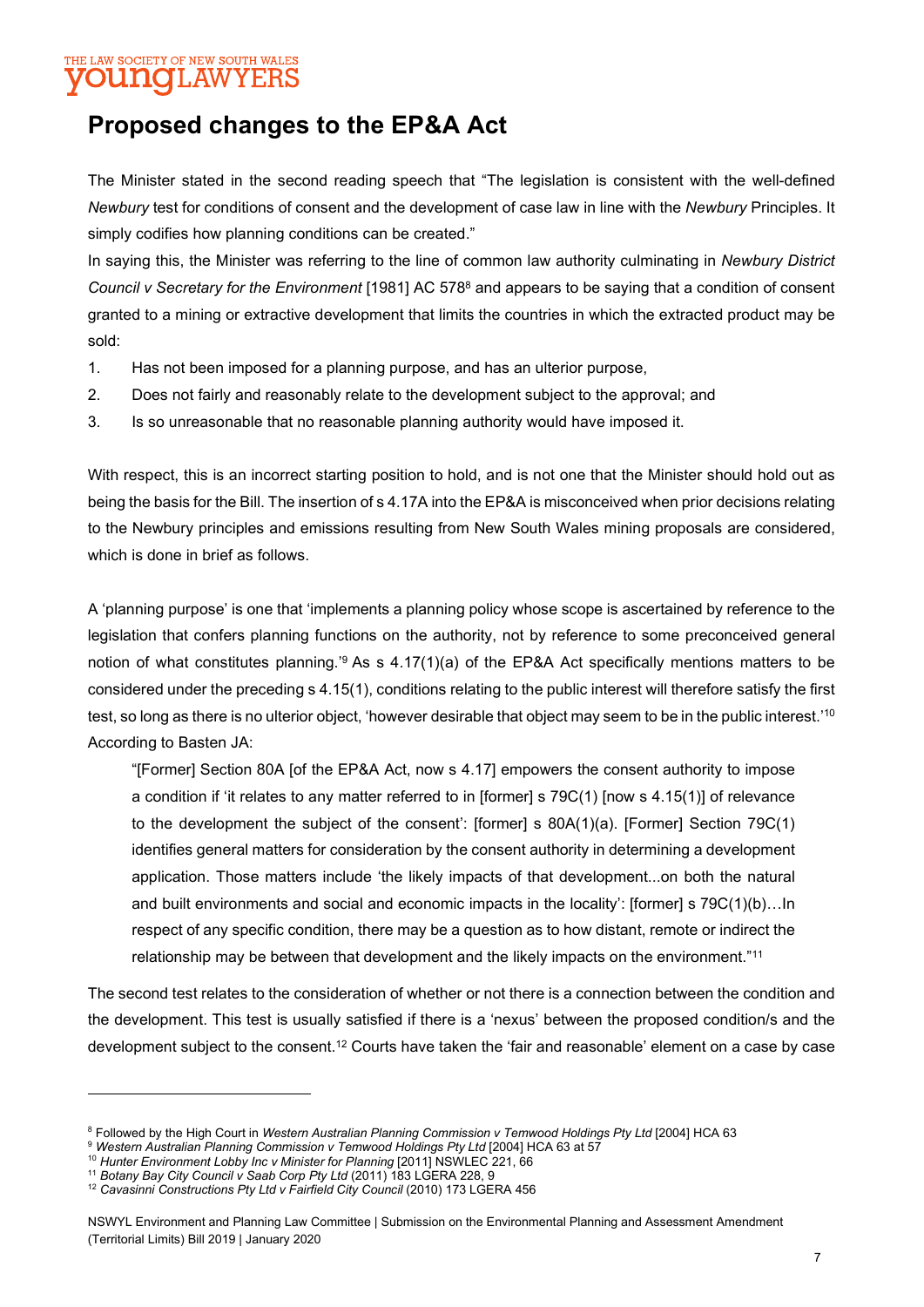## Proposed changes to the EP&A Act

The Minister stated in the second reading speech that "The legislation is consistent with the well-defined *Newbury* test for conditions of consent and the development of case law in line with the *Newbury* Principles. It simply codifies how planning conditions can be created."

In saying this, the Minister was referring to the line of common law authority culminating in *Newbury District Council v Secretary for the Environment* [1981] AC 578[8] and appears to be saying that a condition of consent granted to a mining or extractive development that limits the countries in which the extracted product may be sold:

1. Has not been imposed for a planning purpose, and has an ulterior purpose,
2. Does not fairly and reasonably relate to the development subject to the approval; and
3. Is so unreasonable that no reasonable planning authority would have imposed it.

With respect, this is an incorrect starting position to hold, and is not one that the Minister should hold out as being the basis for the Bill. The insertion of s 4.17A into the EP&A is misconceived when prior decisions relating to the Newbury principles and emissions resulting from New South Wales mining proposals are considered, which is done in brief as follows.

A 'planning purpose' is one that 'implements a planning policy whose scope is ascertained by reference to the legislation that confers planning functions on the authority, not by reference to some preconceived general notion of what constitutes planning.'[9] As s 4.17(1)(a) of the EP&A Act specifically mentions matters to be considered under the preceding s 4.15(1), conditions relating to the public interest will therefore satisfy the first test, so long as there is no ulterior object, 'however desirable that object may seem to be in the public interest.'[10] According to Basten JA:

> "[Former] Section 80A [of the EP&A Act, now s 4.17] empowers the consent authority to impose a condition if 'it relates to any matter referred to in [former] s 79C(1) [now s 4.15(1)] of relevance to the development the subject of the consent': [former] s 80A(1)(a). [Former] Section 79C(1) identifies general matters for consideration by the consent authority in determining a development application. Those matters include 'the likely impacts of that development...on both the natural and built environments and social and economic impacts in the locality': [former] s 79C(1)(b)…In respect of any specific condition, there may be a question as to how distant, remote or indirect the relationship may be between that development and the likely impacts on the environment."[11]

The second test relates to the consideration of whether or not there is a connection between the condition and the development. This test is usually satisfied if there is a 'nexus' between the proposed condition/s and the development subject to the consent.[12] Courts have taken the 'fair and reasonable' element on a case by case

---

[8] Followed by the High Court in *Western Australian Planning Commission v Temwood Holdings Pty Ltd* [2004] HCA 63

[9] *Western Australian Planning Commission v Temwood Holdings Pty Ltd* [2004] HCA 63 at 57

[10] *Hunter Environment Lobby Inc v Minister for Planning* [2011] NSWLEC 221, 66

[11] *Botany Bay City Council v Saab Corp Pty Ltd* (2011) 183 LGERA 228, 9

[12] *Cavasinni Constructions Pty Ltd v Fairfield City Council* (2010) 173 LGERA 456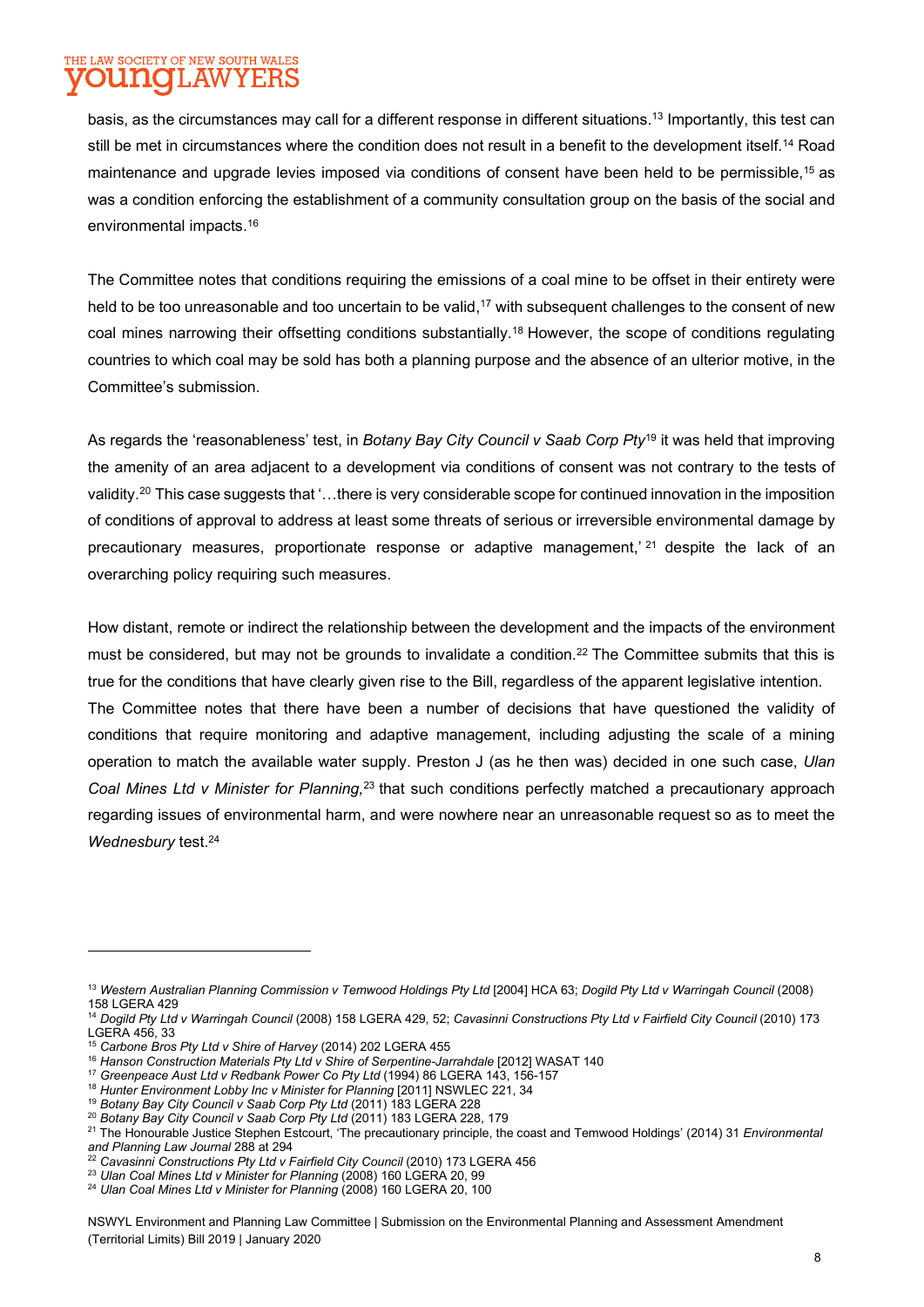basis, as the circumstances may call for a different response in different situations.[13] Importantly, this test can still be met in circumstances where the condition does not result in a benefit to the development itself.[14] Road maintenance and upgrade levies imposed via conditions of consent have been held to be permissible,[15] as was a condition enforcing the establishment of a community consultation group on the basis of the social and environmental impacts.[16]

The Committee notes that conditions requiring the emissions of a coal mine to be offset in their entirety were held to be too unreasonable and too uncertain to be valid,[17] with subsequent challenges to the consent of new coal mines narrowing their offsetting conditions substantially.[18] However, the scope of conditions regulating countries to which coal may be sold has both a planning purpose and the absence of an ulterior motive, in the Committee's submission.

As regards the 'reasonableness' test, in *Botany Bay City Council v Saab Corp Pty*[19] it was held that improving the amenity of an area adjacent to a development via conditions of consent was not contrary to the tests of validity.[20] This case suggests that '…there is very considerable scope for continued innovation in the imposition of conditions of approval to address at least some threats of serious or irreversible environmental damage by precautionary measures, proportionate response or adaptive management,'[21] despite the lack of an overarching policy requiring such measures.

How distant, remote or indirect the relationship between the development and the impacts of the environment must be considered, but may not be grounds to invalidate a condition.[22] The Committee submits that this is true for the conditions that have clearly given rise to the Bill, regardless of the apparent legislative intention. The Committee notes that there have been a number of decisions that have questioned the validity of conditions that require monitoring and adaptive management, including adjusting the scale of a mining operation to match the available water supply. Preston J (as he then was) decided in one such case, *Ulan Coal Mines Ltd v Minister for Planning,*[23] that such conditions perfectly matched a precautionary approach regarding issues of environmental harm, and were nowhere near an unreasonable request so as to meet the *Wednesbury* test.[24]

---

[13] *Western Australian Planning Commission v Temwood Holdings Pty Ltd* [2004] HCA 63; *Dogild Pty Ltd v Warringah Council* (2008) 158 LGERA 429

[14] *Dogild Pty Ltd v Warringah Council* (2008) 158 LGERA 429, 52; *Cavasinni Constructions Pty Ltd v Fairfield City Council* (2010) 173 LGERA 456, 33

[15] *Carbone Bros Pty Ltd v Shire of Harvey* (2014) 202 LGERA 455

[16] *Hanson Construction Materials Pty Ltd v Shire of Serpentine-Jarrahdale* [2012] WASAT 140

[17] *Greenpeace Aust Ltd v Redbank Power Co Pty Ltd* (1994) 86 LGERA 143, 156-157

[18] *Hunter Environment Lobby Inc v Minister for Planning* [2011] NSWLEC 221, 34

[19] *Botany Bay City Council v Saab Corp Pty Ltd* (2011) 183 LGERA 228

[20] *Botany Bay City Council v Saab Corp Pty Ltd* (2011) 183 LGERA 228, 179

[21] The Honourable Justice Stephen Estcourt, 'The precautionary principle, the coast and Temwood Holdings' (2014) 31 *Environmental and Planning Law Journal* 288 at 294

[22] *Cavasinni Constructions Pty Ltd v Fairfield City Council* (2010) 173 LGERA 456

[23] *Ulan Coal Mines Ltd v Minister for Planning* (2008) 160 LGERA 20, 99

[24] *Ulan Coal Mines Ltd v Minister for Planning* (2008) 160 LGERA 20, 100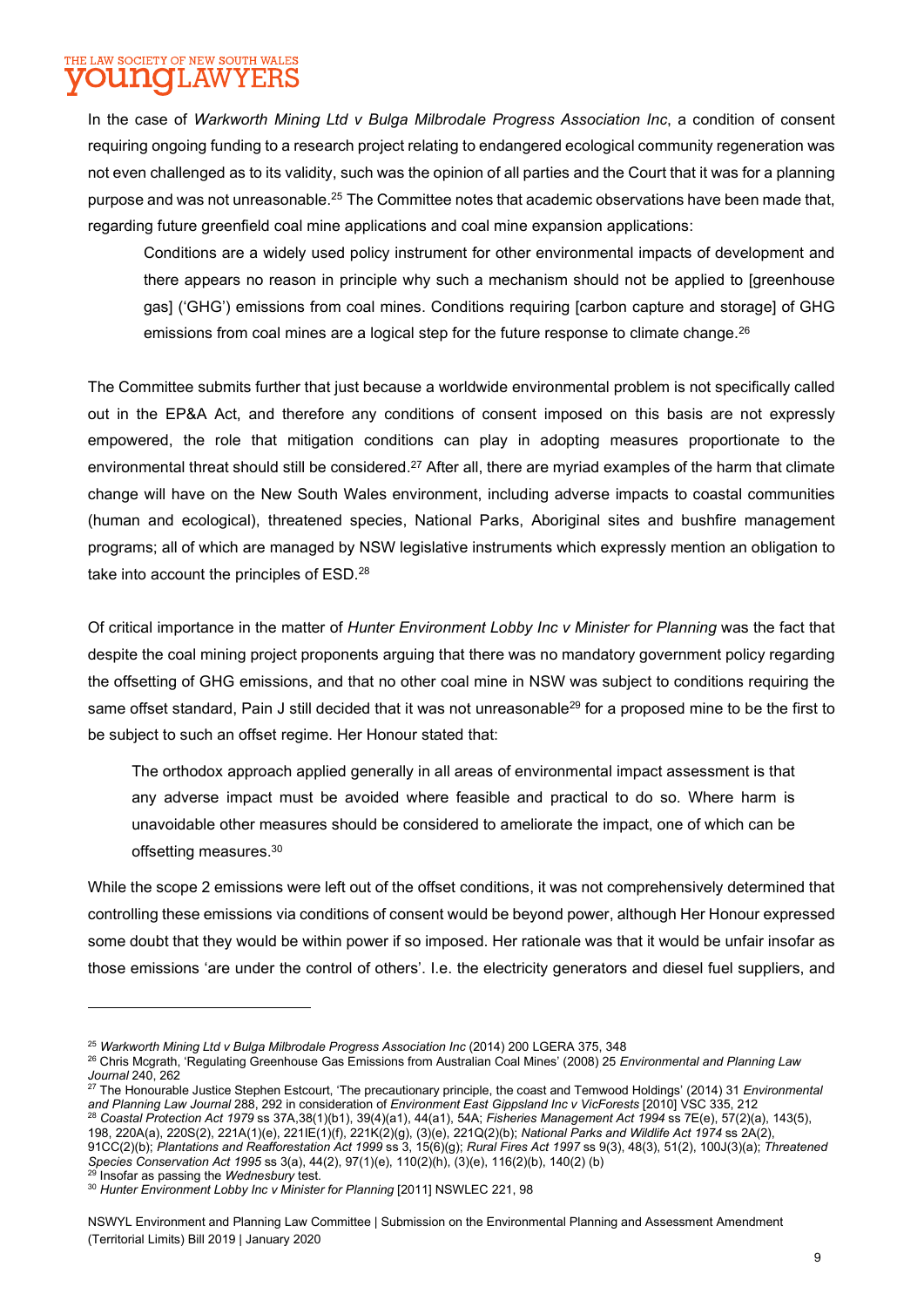In the case of *Warkworth Mining Ltd v Bulga Milbrodale Progress Association Inc*, a condition of consent requiring ongoing funding to a research project relating to endangered ecological community regeneration was not even challenged as to its validity, such was the opinion of all parties and the Court that it was for a planning purpose and was not unreasonable.[25] The Committee notes that academic observations have been made that, regarding future greenfield coal mine applications and coal mine expansion applications:

> Conditions are a widely used policy instrument for other environmental impacts of development and there appears no reason in principle why such a mechanism should not be applied to [greenhouse gas] ('GHG') emissions from coal mines. Conditions requiring [carbon capture and storage] of GHG emissions from coal mines are a logical step for the future response to climate change.[26]

The Committee submits further that just because a worldwide environmental problem is not specifically called out in the EP&A Act, and therefore any conditions of consent imposed on this basis are not expressly empowered, the role that mitigation conditions can play in adopting measures proportionate to the environmental threat should still be considered.[27] After all, there are myriad examples of the harm that climate change will have on the New South Wales environment, including adverse impacts to coastal communities (human and ecological), threatened species, National Parks, Aboriginal sites and bushfire management programs; all of which are managed by NSW legislative instruments which expressly mention an obligation to take into account the principles of ESD.[28]

Of critical importance in the matter of *Hunter Environment Lobby Inc v Minister for Planning* was the fact that despite the coal mining project proponents arguing that there was no mandatory government policy regarding the offsetting of GHG emissions, and that no other coal mine in NSW was subject to conditions requiring the same offset standard, Pain J still decided that it was not unreasonable[29] for a proposed mine to be the first to be subject to such an offset regime. Her Honour stated that:

> The orthodox approach applied generally in all areas of environmental impact assessment is that any adverse impact must be avoided where feasible and practical to do so. Where harm is unavoidable other measures should be considered to ameliorate the impact, one of which can be offsetting measures.[30]

While the scope 2 emissions were left out of the offset conditions, it was not comprehensively determined that controlling these emissions via conditions of consent would be beyond power, although Her Honour expressed some doubt that they would be within power if so imposed. Her rationale was that it would be unfair insofar as those emissions 'are under the control of others'. I.e. the electricity generators and diesel fuel suppliers, and

---

[25] *Warkworth Mining Ltd v Bulga Milbrodale Progress Association Inc* (2014) 200 LGERA 375, 348

[26] Chris Mcgrath, 'Regulating Greenhouse Gas Emissions from Australian Coal Mines' (2008) 25 *Environmental and Planning Law Journal* 240, 262

[27] The Honourable Justice Stephen Estcourt, 'The precautionary principle, the coast and Temwood Holdings' (2014) 31 *Environmental and Planning Law Journal* 288, 292 in consideration of *Environment East Gippsland Inc v VicForests* [2010] VSC 335, 212

[28] *Coastal Protection Act 1979* ss 37A,38(1)(b1), 39(4)(a1), 44(a1), 54A; *Fisheries Management Act 1994* ss 7E(e), 57(2)(a), 143(5), 198, 220A(a), 220S(2), 221A(1)(e), 221IE(1)(f), 221K(2)(g), (3)(e), 221Q(2)(b); *National Parks and Wildlife Act 1974* ss 2A(2), 91CC(2)(b); *Plantations and Reafforestation Act 1999* ss 3, 15(6)(g); *Rural Fires Act 1997* ss 9(3), 48(3), 51(2), 100J(3)(a); *Threatened Species Conservation Act 1995* ss 3(a), 44(2), 97(1)(e), 110(2)(h), (3)(e), 116(2)(b), 140(2) (b)

[29] Insofar as passing the *Wednesbury* test.

[30] *Hunter Environment Lobby Inc v Minister for Planning* [2011] NSWLEC 221, 98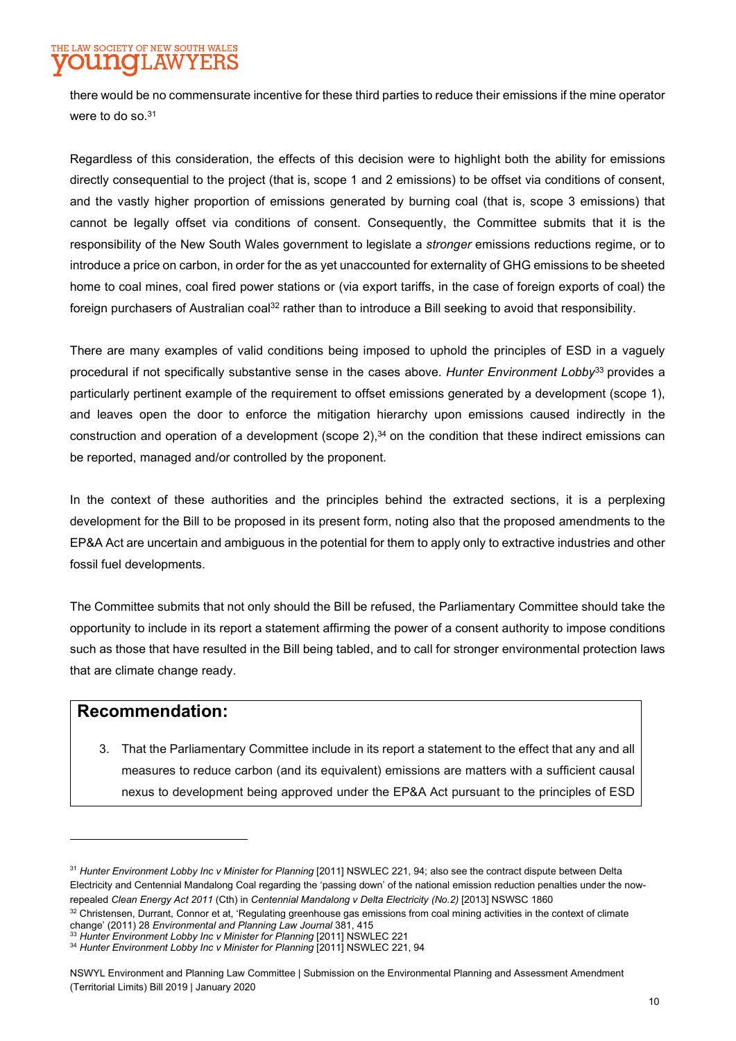there would be no commensurate incentive for these third parties to reduce their emissions if the mine operator were to do so.[31]

Regardless of this consideration, the effects of this decision were to highlight both the ability for emissions directly consequential to the project (that is, scope 1 and 2 emissions) to be offset via conditions of consent, and the vastly higher proportion of emissions generated by burning coal (that is, scope 3 emissions) that cannot be legally offset via conditions of consent. Consequently, the Committee submits that it is the responsibility of the New South Wales government to legislate a *stronger* emissions reductions regime, or to introduce a price on carbon, in order for the as yet unaccounted for externality of GHG emissions to be sheeted home to coal mines, coal fired power stations or (via export tariffs, in the case of foreign exports of coal) the foreign purchasers of Australian coal[32] rather than to introduce a Bill seeking to avoid that responsibility.

There are many examples of valid conditions being imposed to uphold the principles of ESD in a vaguely procedural if not specifically substantive sense in the cases above. *Hunter Environment Lobby*[33] provides a particularly pertinent example of the requirement to offset emissions generated by a development (scope 1), and leaves open the door to enforce the mitigation hierarchy upon emissions caused indirectly in the construction and operation of a development (scope 2),[34] on the condition that these indirect emissions can be reported, managed and/or controlled by the proponent.

In the context of these authorities and the principles behind the extracted sections, it is a perplexing development for the Bill to be proposed in its present form, noting also that the proposed amendments to the EP&A Act are uncertain and ambiguous in the potential for them to apply only to extractive industries and other fossil fuel developments.

The Committee submits that not only should the Bill be refused, the Parliamentary Committee should take the opportunity to include in its report a statement affirming the power of a consent authority to impose conditions such as those that have resulted in the Bill being tabled, and to call for stronger environmental protection laws that are climate change ready.

## Recommendation:

3. That the Parliamentary Committee include in its report a statement to the effect that any and all measures to reduce carbon (and its equivalent) emissions are matters with a sufficient causal nexus to development being approved under the EP&A Act pursuant to the principles of ESD

---

[31] *Hunter Environment Lobby Inc v Minister for Planning* [2011] NSWLEC 221, 94; also see the contract dispute between Delta Electricity and Centennial Mandalong Coal regarding the 'passing down' of the national emission reduction penalties under the now-repealed *Clean Energy Act 2011* (Cth) in *Centennial Mandalong v Delta Electricity (No.2)* [2013] NSWSC 1860

[32] Christensen, Durrant, Connor et at, 'Regulating greenhouse gas emissions from coal mining activities in the context of climate change' (2011) 28 *Environmental and Planning Law Journal* 381, 415

[33] *Hunter Environment Lobby Inc v Minister for Planning* [2011] NSWLEC 221

[34] *Hunter Environment Lobby Inc v Minister for Planning* [2011] NSWLEC 221, 94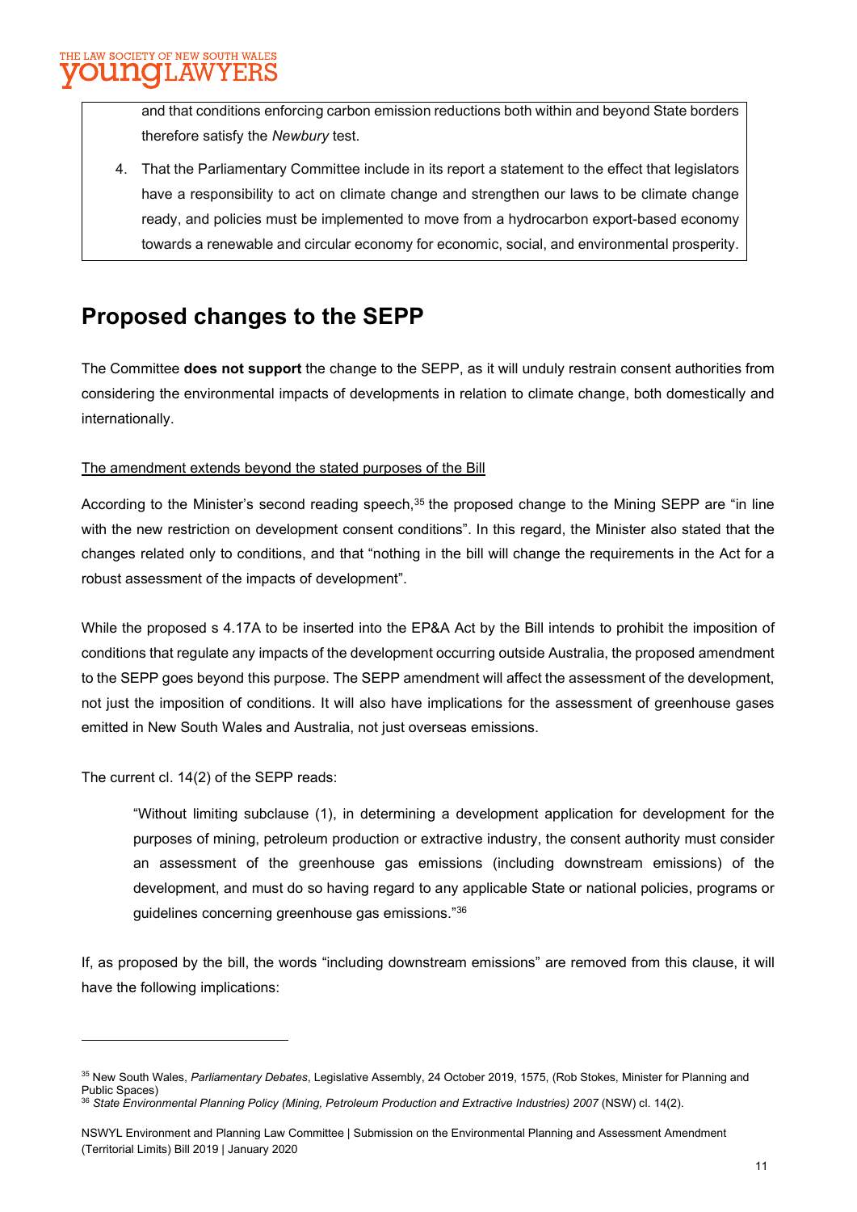and that conditions enforcing carbon emission reductions both within and beyond State borders therefore satisfy the *Newbury* test.

4. That the Parliamentary Committee include in its report a statement to the effect that legislators have a responsibility to act on climate change and strengthen our laws to be climate change ready, and policies must be implemented to move from a hydrocarbon export-based economy towards a renewable and circular economy for economic, social, and environmental prosperity.

## Proposed changes to the SEPP

The Committee **does not support** the change to the SEPP, as it will unduly restrain consent authorities from considering the environmental impacts of developments in relation to climate change, both domestically and internationally.

<u>The amendment extends beyond the stated purposes of the Bill</u>

According to the Minister's second reading speech,[35] the proposed change to the Mining SEPP are "in line with the new restriction on development consent conditions". In this regard, the Minister also stated that the changes related only to conditions, and that "nothing in the bill will change the requirements in the Act for a robust assessment of the impacts of development".

While the proposed s 4.17A to be inserted into the EP&A Act by the Bill intends to prohibit the imposition of conditions that regulate any impacts of the development occurring outside Australia, the proposed amendment to the SEPP goes beyond this purpose. The SEPP amendment will affect the assessment of the development, not just the imposition of conditions. It will also have implications for the assessment of greenhouse gases emitted in New South Wales and Australia, not just overseas emissions.

The current cl. 14(2) of the SEPP reads:

> "Without limiting subclause (1), in determining a development application for development for the purposes of mining, petroleum production or extractive industry, the consent authority must consider an assessment of the greenhouse gas emissions (including downstream emissions) of the development, and must do so having regard to any applicable State or national policies, programs or guidelines concerning greenhouse gas emissions."[36]

If, as proposed by the bill, the words "including downstream emissions" are removed from this clause, it will have the following implications:

---

[35] New South Wales, *Parliamentary Debates*, Legislative Assembly, 24 October 2019, 1575, (Rob Stokes, Minister for Planning and Public Spaces)

[36] *State Environmental Planning Policy (Mining, Petroleum Production and Extractive Industries) 2007* (NSW) cl. 14(2).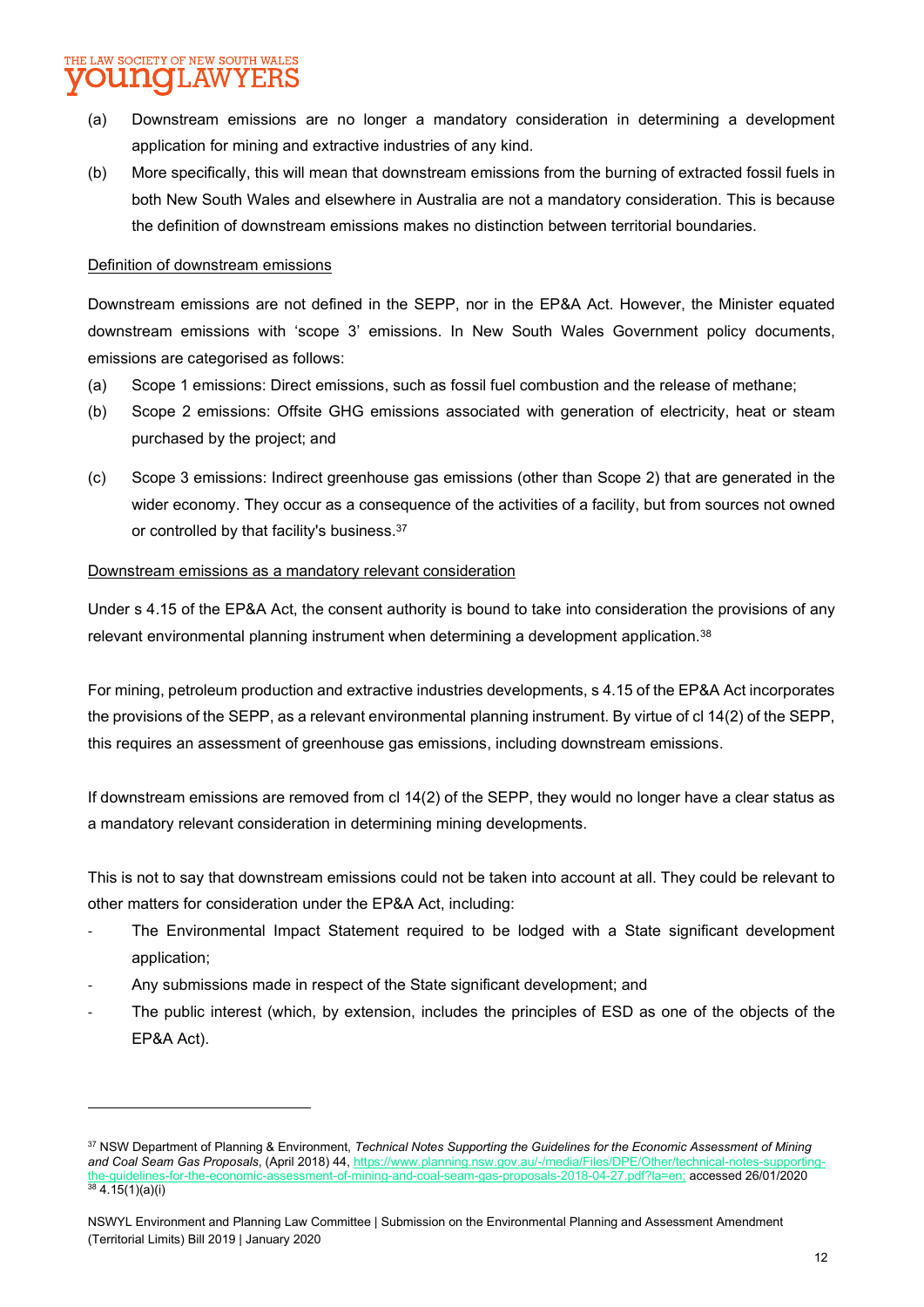(a) Downstream emissions are no longer a mandatory consideration in determining a development application for mining and extractive industries of any kind.

(b) More specifically, this will mean that downstream emissions from the burning of extracted fossil fuels in both New South Wales and elsewhere in Australia are not a mandatory consideration. This is because the definition of downstream emissions makes no distinction between territorial boundaries.

Definition of downstream emissions

Downstream emissions are not defined in the SEPP, nor in the EP&A Act. However, the Minister equated downstream emissions with 'scope 3' emissions. In New South Wales Government policy documents, emissions are categorised as follows:

(a) Scope 1 emissions: Direct emissions, such as fossil fuel combustion and the release of methane;

(b) Scope 2 emissions: Offsite GHG emissions associated with generation of electricity, heat or steam purchased by the project; and

(c) Scope 3 emissions: Indirect greenhouse gas emissions (other than Scope 2) that are generated in the wider economy. They occur as a consequence of the activities of a facility, but from sources not owned or controlled by that facility's business.[37]

Downstream emissions as a mandatory relevant consideration

Under s 4.15 of the EP&A Act, the consent authority is bound to take into consideration the provisions of any relevant environmental planning instrument when determining a development application.[38]

For mining, petroleum production and extractive industries developments, s 4.15 of the EP&A Act incorporates the provisions of the SEPP, as a relevant environmental planning instrument. By virtue of cl 14(2) of the SEPP, this requires an assessment of greenhouse gas emissions, including downstream emissions.

If downstream emissions are removed from cl 14(2) of the SEPP, they would no longer have a clear status as a mandatory relevant consideration in determining mining developments.

This is not to say that downstream emissions could not be taken into account at all. They could be relevant to other matters for consideration under the EP&A Act, including:

- The Environmental Impact Statement required to be lodged with a State significant development application;
- Any submissions made in respect of the State significant development; and
- The public interest (which, by extension, includes the principles of ESD as one of the objects of the EP&A Act).

---

[37] NSW Department of Planning & Environment, *Technical Notes Supporting the Guidelines for the Economic Assessment of Mining and Coal Seam Gas Proposals*, (April 2018) 44, https://www.planning.nsw.gov.au/-/media/Files/DPE/Other/technical-notes-supporting-the-guidelines-for-the-economic-assessment-of-mining-and-coal-seam-gas-proposals-2018-04-27.pdf?la=en; accessed 26/01/2020

[38] 4.15(1)(a)(i)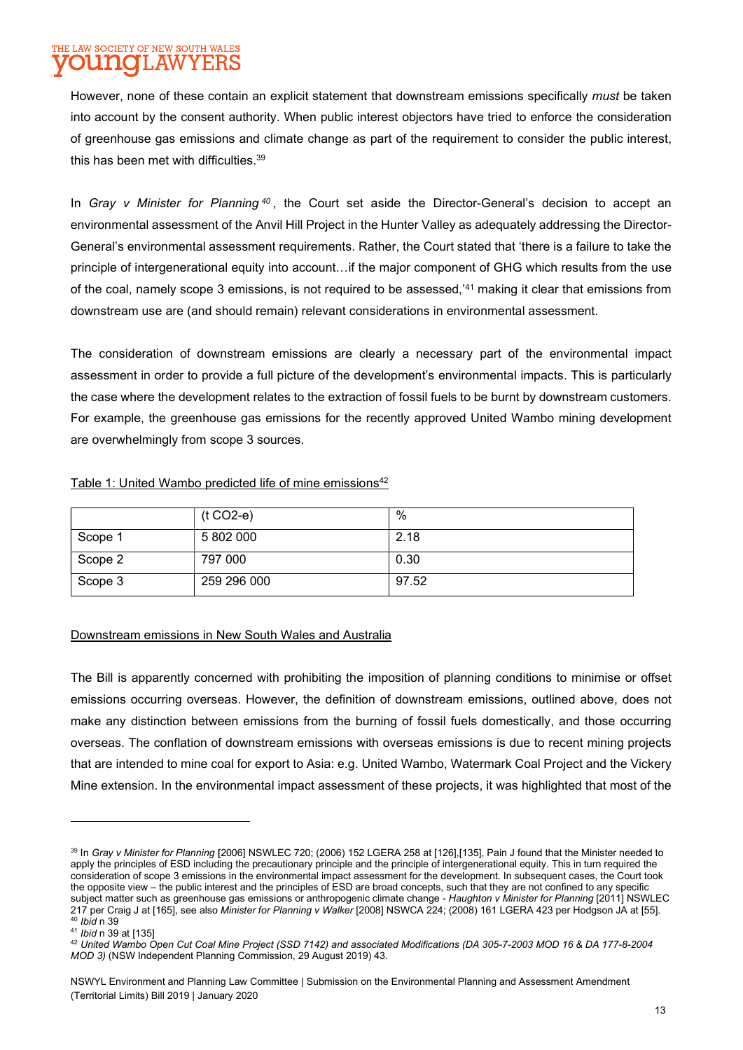However, none of these contain an explicit statement that downstream emissions specifically *must* be taken into account by the consent authority. When public interest objectors have tried to enforce the consideration of greenhouse gas emissions and climate change as part of the requirement to consider the public interest, this has been met with difficulties.[39]

In *Gray v Minister for Planning*[40], the Court set aside the Director-General's decision to accept an environmental assessment of the Anvil Hill Project in the Hunter Valley as adequately addressing the Director-General's environmental assessment requirements. Rather, the Court stated that 'there is a failure to take the principle of intergenerational equity into account…if the major component of GHG which results from the use of the coal, namely scope 3 emissions, is not required to be assessed,'[41] making it clear that emissions from downstream use are (and should remain) relevant considerations in environmental assessment.

The consideration of downstream emissions are clearly a necessary part of the environmental impact assessment in order to provide a full picture of the development's environmental impacts. This is particularly the case where the development relates to the extraction of fossil fuels to be burnt by downstream customers. For example, the greenhouse gas emissions for the recently approved United Wambo mining development are overwhelmingly from scope 3 sources.

Table 1: United Wambo predicted life of mine emissions[42]

| | (t $CO_2$-e) | % |
|---|---|---|
| Scope 1 | 5 802 000 | 2.18 |
| Scope 2 | 797 000 | 0.30 |
| Scope 3 | 259 296 000 | 97.52 |

Downstream emissions in New South Wales and Australia

The Bill is apparently concerned with prohibiting the imposition of planning conditions to minimise or offset emissions occurring overseas. However, the definition of downstream emissions, outlined above, does not make any distinction between emissions from the burning of fossil fuels domestically, and those occurring overseas. The conflation of downstream emissions with overseas emissions is due to recent mining projects that are intended to mine coal for export to Asia: e.g. United Wambo, Watermark Coal Project and the Vickery Mine extension. In the environmental impact assessment of these projects, it was highlighted that most of the

---

[39] In *Gray v Minister for Planning* [2006] NSWLEC 720; (2006) 152 LGERA 258 at [126],[135], Pain J found that the Minister needed to apply the principles of ESD including the precautionary principle and the principle of intergenerational equity. This in turn required the consideration of scope 3 emissions in the environmental impact assessment for the development. In subsequent cases, the Court took the opposite view – the public interest and the principles of ESD are broad concepts, such that they are not confined to any specific subject matter such as greenhouse gas emissions or anthropogenic climate change - *Haughton v Minister for Planning* [2011] NSWLEC 217 per Craig J at [165], see also *Minister for Planning v Walker* [2008] NSWCA 224; (2008) 161 LGERA 423 per Hodgson JA at [55].

[40] *Ibid* n 39

[41] *Ibid* n 39 at [135]

[42] *United Wambo Open Cut Coal Mine Project (SSD 7142) and associated Modifications (DA 305-7-2003 MOD 16 & DA 177-8-2004 MOD 3)* (NSW Independent Planning Commission, 29 August 2019) 43.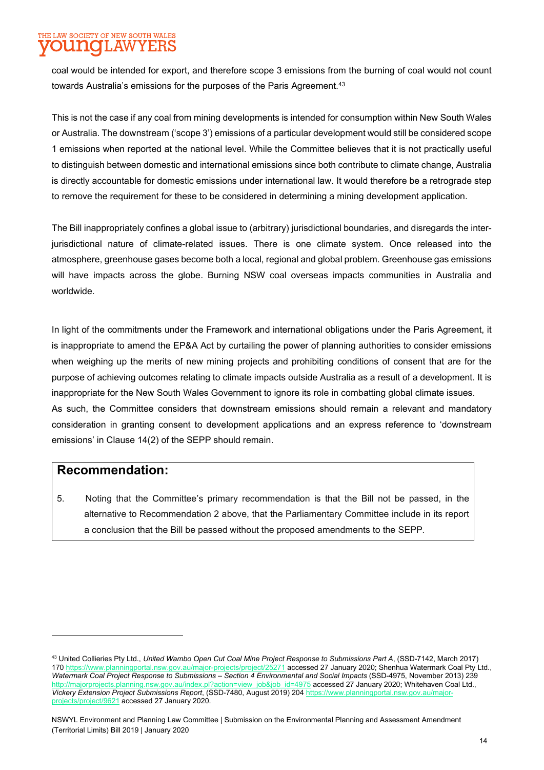coal would be intended for export, and therefore scope 3 emissions from the burning of coal would not count towards Australia's emissions for the purposes of the Paris Agreement.[43]

This is not the case if any coal from mining developments is intended for consumption within New South Wales or Australia. The downstream ('scope 3') emissions of a particular development would still be considered scope 1 emissions when reported at the national level. While the Committee believes that it is not practically useful to distinguish between domestic and international emissions since both contribute to climate change, Australia is directly accountable for domestic emissions under international law. It would therefore be a retrograde step to remove the requirement for these to be considered in determining a mining development application.

The Bill inappropriately confines a global issue to (arbitrary) jurisdictional boundaries, and disregards the inter-jurisdictional nature of climate-related issues. There is one climate system. Once released into the atmosphere, greenhouse gases become both a local, regional and global problem. Greenhouse gas emissions will have impacts across the globe. Burning NSW coal overseas impacts communities in Australia and worldwide.

In light of the commitments under the Framework and international obligations under the Paris Agreement, it is inappropriate to amend the EP&A Act by curtailing the power of planning authorities to consider emissions when weighing up the merits of new mining projects and prohibiting conditions of consent that are for the purpose of achieving outcomes relating to climate impacts outside Australia as a result of a development. It is inappropriate for the New South Wales Government to ignore its role in combatting global climate issues.
As such, the Committee considers that downstream emissions should remain a relevant and mandatory consideration in granting consent to development applications and an express reference to 'downstream emissions' in Clause 14(2) of the SEPP should remain.

## Recommendation:

5. Noting that the Committee's primary recommendation is that the Bill not be passed, in the alternative to Recommendation 2 above, that the Parliamentary Committee include in its report a conclusion that the Bill be passed without the proposed amendments to the SEPP.

---

[43] United Collieries Pty Ltd., *United Wambo Open Cut Coal Mine Project Response to Submissions Part A*, (SSD-7142, March 2017) 170 https://www.planningportal.nsw.gov.au/major-projects/project/25271 accessed 27 January 2020; Shenhua Watermark Coal Pty Ltd., *Watermark Coal Project Response to Submissions – Section 4 Environmental and Social Impacts* (SSD-4975, November 2013) 239 http://majorprojects.planning.nsw.gov.au/index.pl?action=view_job&job_id=4975 accessed 27 January 2020; Whitehaven Coal Ltd., *Vickery Extension Project Submissions Report*, (SSD-7480, August 2019) 204 https://www.planningportal.nsw.gov.au/major-projects/project/9621 accessed 27 January 2020.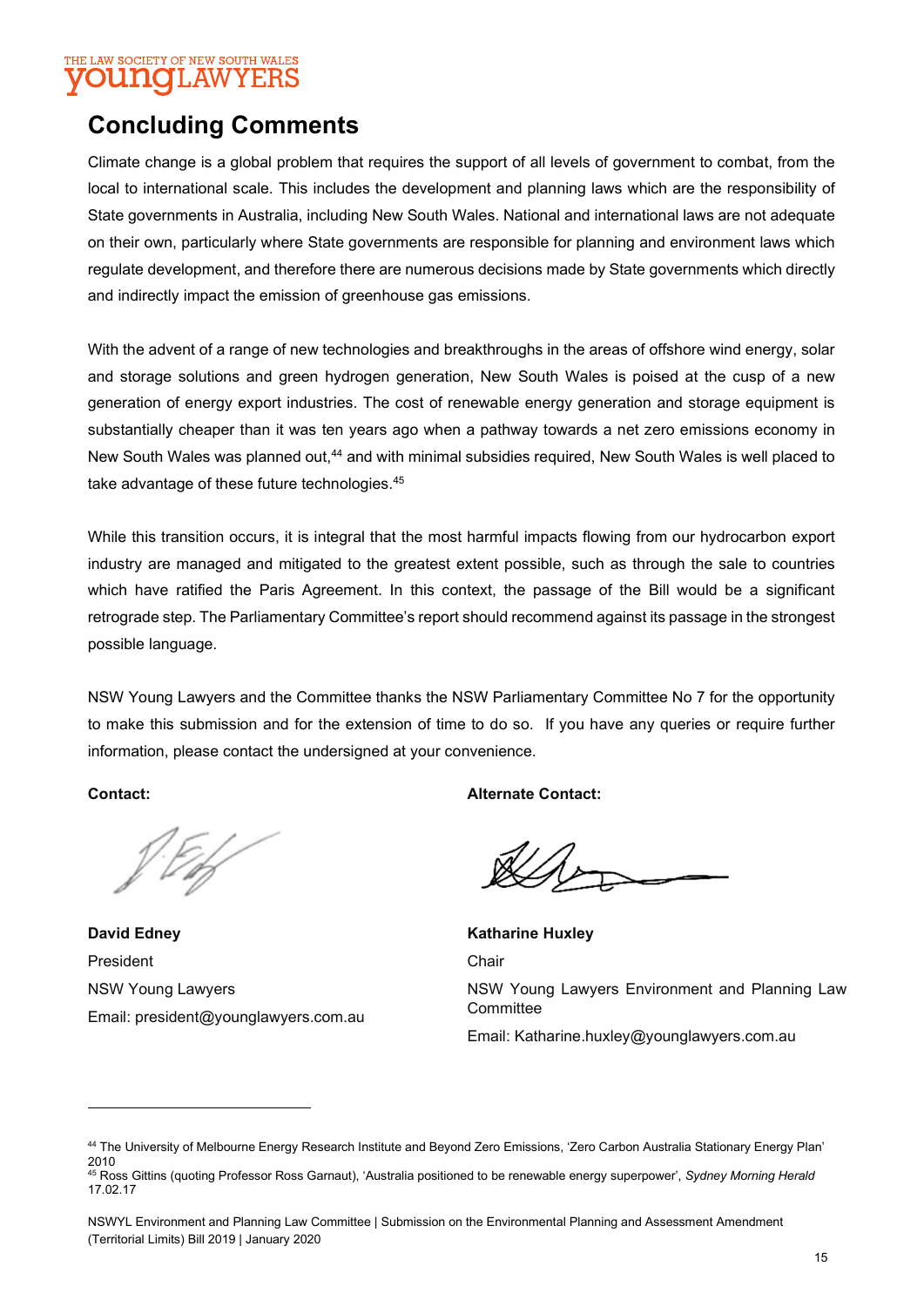## Concluding Comments

Climate change is a global problem that requires the support of all levels of government to combat, from the local to international scale. This includes the development and planning laws which are the responsibility of State governments in Australia, including New South Wales. National and international laws are not adequate on their own, particularly where State governments are responsible for planning and environment laws which regulate development, and therefore there are numerous decisions made by State governments which directly and indirectly impact the emission of greenhouse gas emissions.

With the advent of a range of new technologies and breakthroughs in the areas of offshore wind energy, solar and storage solutions and green hydrogen generation, New South Wales is poised at the cusp of a new generation of energy export industries. The cost of renewable energy generation and storage equipment is substantially cheaper than it was ten years ago when a pathway towards a net zero emissions economy in New South Wales was planned out,[44] and with minimal subsidies required, New South Wales is well placed to take advantage of these future technologies.[45]

While this transition occurs, it is integral that the most harmful impacts flowing from our hydrocarbon export industry are managed and mitigated to the greatest extent possible, such as through the sale to countries which have ratified the Paris Agreement. In this context, the passage of the Bill would be a significant retrograde step. The Parliamentary Committee's report should recommend against its passage in the strongest possible language.

NSW Young Lawyers and the Committee thanks the NSW Parliamentary Committee No 7 for the opportunity to make this submission and for the extension of time to do so. If you have any queries or require further information, please contact the undersigned at your convenience.

**Contact:**

**David Edney**
President
NSW Young Lawyers
Email: president@younglawyers.com.au

**Alternate Contact:**

**Katharine Huxley**
Chair
NSW Young Lawyers Environment and Planning Law Committee
Email: Katharine.huxley@younglawyers.com.au

---

[44] The University of Melbourne Energy Research Institute and Beyond Zero Emissions, 'Zero Carbon Australia Stationary Energy Plan' 2010

[45] Ross Gittins (quoting Professor Ross Garnaut), 'Australia positioned to be renewable energy superpower', *Sydney Morning Herald* 17.02.17